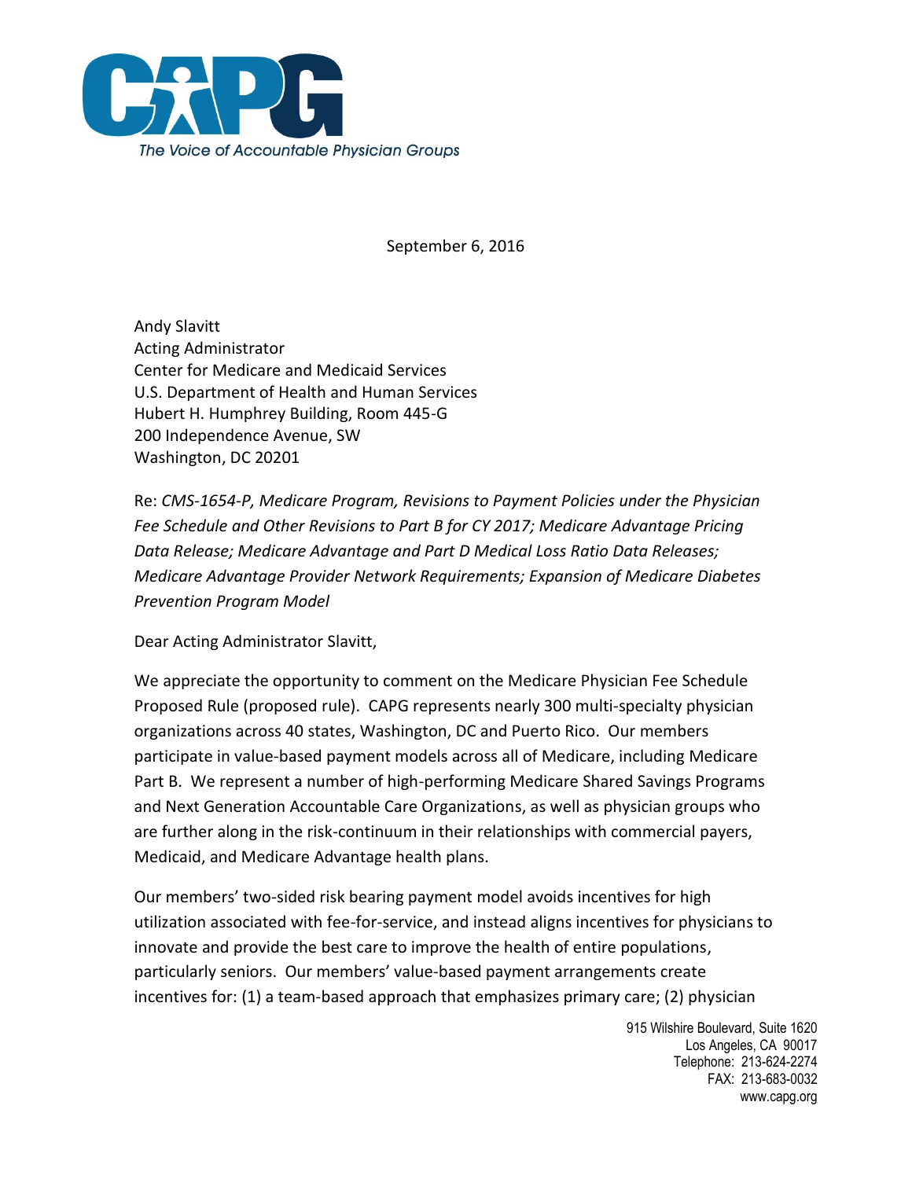CAPG

*The Voice of Accountable Physician Groups*

September 6, 2016

Andy Slavitt
Acting Administrator
Center for Medicare and Medicaid Services
U.S. Department of Health and Human Services
Hubert H. Humphrey Building, Room 445-G
200 Independence Avenue, SW
Washington, DC 20201

Re: *CMS-1654-P, Medicare Program, Revisions to Payment Policies under the Physician Fee Schedule and Other Revisions to Part B for CY 2017; Medicare Advantage Pricing Data Release; Medicare Advantage and Part D Medical Loss Ratio Data Releases; Medicare Advantage Provider Network Requirements; Expansion of Medicare Diabetes Prevention Program Model*

Dear Acting Administrator Slavitt,

We appreciate the opportunity to comment on the Medicare Physician Fee Schedule Proposed Rule (proposed rule). CAPG represents nearly 300 multi-specialty physician organizations across 40 states, Washington, DC and Puerto Rico. Our members participate in value-based payment models across all of Medicare, including Medicare Part B. We represent a number of high-performing Medicare Shared Savings Programs and Next Generation Accountable Care Organizations, as well as physician groups who are further along in the risk-continuum in their relationships with commercial payers, Medicaid, and Medicare Advantage health plans.

Our members' two-sided risk bearing payment model avoids incentives for high utilization associated with fee-for-service, and instead aligns incentives for physicians to innovate and provide the best care to improve the health of entire populations, particularly seniors. Our members' value-based payment arrangements create incentives for: (1) a team-based approach that emphasizes primary care; (2) physician

915 Wilshire Boulevard, Suite 1620
Los Angeles, CA 90017
Telephone: 213-624-2274
FAX: 213-683-0032
www.capg.org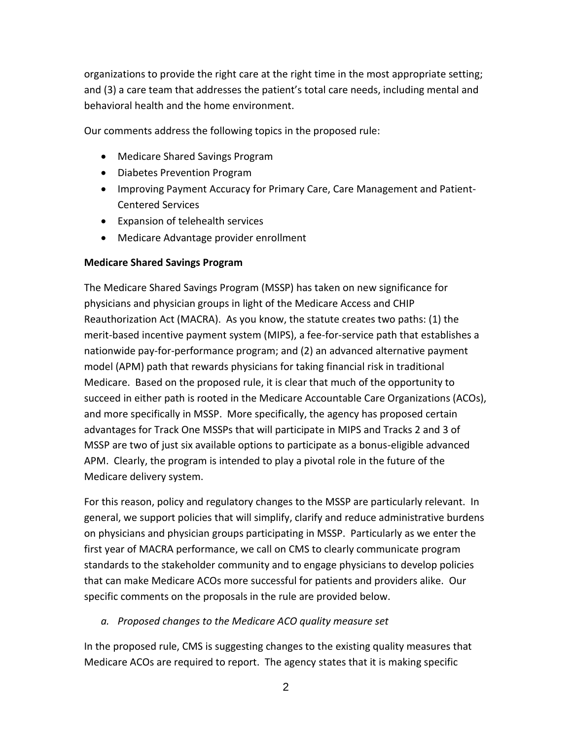organizations to provide the right care at the right time in the most appropriate setting; and (3) a care team that addresses the patient's total care needs, including mental and behavioral health and the home environment.

Our comments address the following topics in the proposed rule:

- Medicare Shared Savings Program
- Diabetes Prevention Program
- Improving Payment Accuracy for Primary Care, Care Management and Patient-Centered Services
- Expansion of telehealth services
- Medicare Advantage provider enrollment

**Medicare Shared Savings Program**

The Medicare Shared Savings Program (MSSP) has taken on new significance for physicians and physician groups in light of the Medicare Access and CHIP Reauthorization Act (MACRA). As you know, the statute creates two paths: (1) the merit-based incentive payment system (MIPS), a fee-for-service path that establishes a nationwide pay-for-performance program; and (2) an advanced alternative payment model (APM) path that rewards physicians for taking financial risk in traditional Medicare. Based on the proposed rule, it is clear that much of the opportunity to succeed in either path is rooted in the Medicare Accountable Care Organizations (ACOs), and more specifically in MSSP. More specifically, the agency has proposed certain advantages for Track One MSSPs that will participate in MIPS and Tracks 2 and 3 of MSSP are two of just six available options to participate as a bonus-eligible advanced APM. Clearly, the program is intended to play a pivotal role in the future of the Medicare delivery system.

For this reason, policy and regulatory changes to the MSSP are particularly relevant. In general, we support policies that will simplify, clarify and reduce administrative burdens on physicians and physician groups participating in MSSP. Particularly as we enter the first year of MACRA performance, we call on CMS to clearly communicate program standards to the stakeholder community and to engage physicians to develop policies that can make Medicare ACOs more successful for patients and providers alike. Our specific comments on the proposals in the rule are provided below.

*a. Proposed changes to the Medicare ACO quality measure set*

In the proposed rule, CMS is suggesting changes to the existing quality measures that Medicare ACOs are required to report. The agency states that it is making specific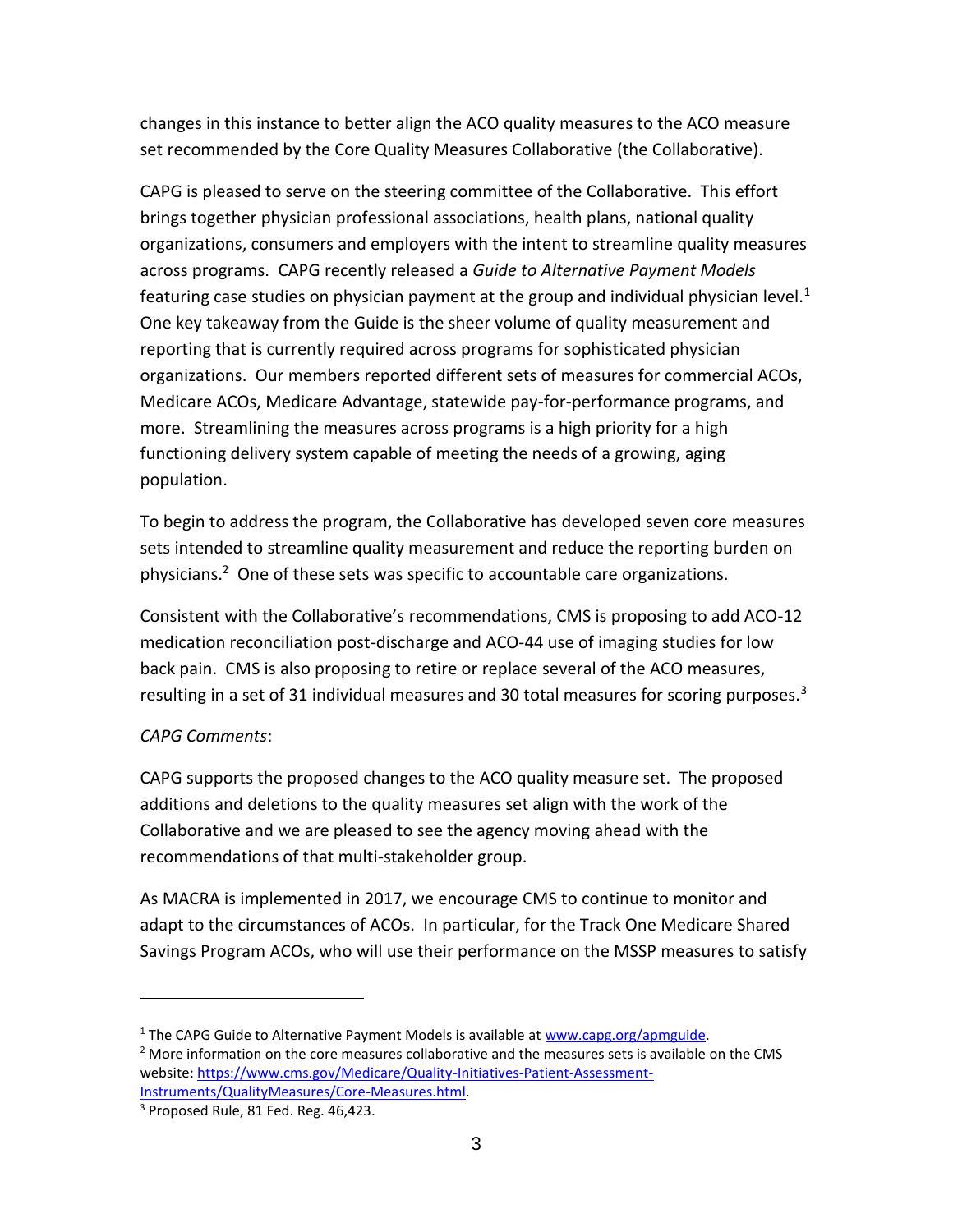changes in this instance to better align the ACO quality measures to the ACO measure set recommended by the Core Quality Measures Collaborative (the Collaborative).

CAPG is pleased to serve on the steering committee of the Collaborative. This effort brings together physician professional associations, health plans, national quality organizations, consumers and employers with the intent to streamline quality measures across programs. CAPG recently released a *Guide to Alternative Payment Models* featuring case studies on physician payment at the group and individual physician level.[1] One key takeaway from the Guide is the sheer volume of quality measurement and reporting that is currently required across programs for sophisticated physician organizations. Our members reported different sets of measures for commercial ACOs, Medicare ACOs, Medicare Advantage, statewide pay-for-performance programs, and more. Streamlining the measures across programs is a high priority for a high functioning delivery system capable of meeting the needs of a growing, aging population.

To begin to address the program, the Collaborative has developed seven core measures sets intended to streamline quality measurement and reduce the reporting burden on physicians.[2] One of these sets was specific to accountable care organizations.

Consistent with the Collaborative's recommendations, CMS is proposing to add ACO-12 medication reconciliation post-discharge and ACO-44 use of imaging studies for low back pain. CMS is also proposing to retire or replace several of the ACO measures, resulting in a set of 31 individual measures and 30 total measures for scoring purposes.[3]

*CAPG Comments*:

CAPG supports the proposed changes to the ACO quality measure set. The proposed additions and deletions to the quality measures set align with the work of the Collaborative and we are pleased to see the agency moving ahead with the recommendations of that multi-stakeholder group.

As MACRA is implemented in 2017, we encourage CMS to continue to monitor and adapt to the circumstances of ACOs. In particular, for the Track One Medicare Shared Savings Program ACOs, who will use their performance on the MSSP measures to satisfy

---

[1] The CAPG Guide to Alternative Payment Models is available at www.capg.org/apmguide.

[2] More information on the core measures collaborative and the measures sets is available on the CMS website: https://www.cms.gov/Medicare/Quality-Initiatives-Patient-Assessment-Instruments/QualityMeasures/Core-Measures.html.

[3] Proposed Rule, 81 Fed. Reg. 46,423.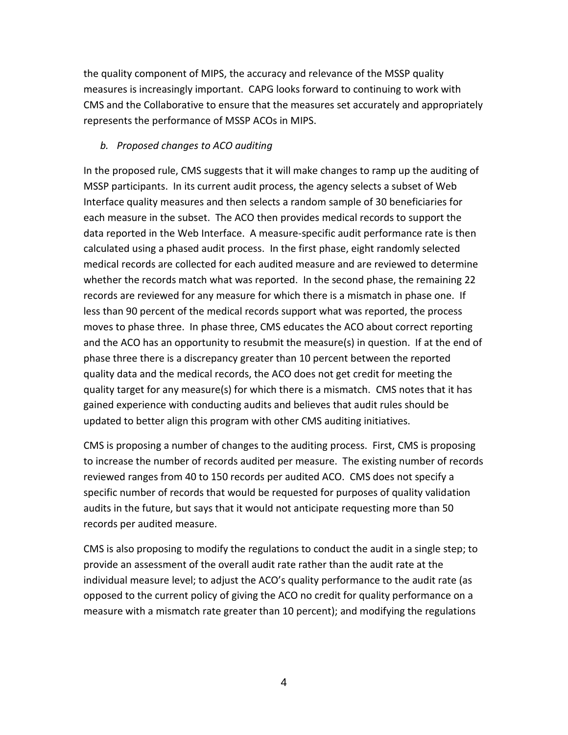the quality component of MIPS, the accuracy and relevance of the MSSP quality measures is increasingly important. CAPG looks forward to continuing to work with CMS and the Collaborative to ensure that the measures set accurately and appropriately represents the performance of MSSP ACOs in MIPS.

*b. Proposed changes to ACO auditing*

In the proposed rule, CMS suggests that it will make changes to ramp up the auditing of MSSP participants. In its current audit process, the agency selects a subset of Web Interface quality measures and then selects a random sample of 30 beneficiaries for each measure in the subset. The ACO then provides medical records to support the data reported in the Web Interface. A measure-specific audit performance rate is then calculated using a phased audit process. In the first phase, eight randomly selected medical records are collected for each audited measure and are reviewed to determine whether the records match what was reported. In the second phase, the remaining 22 records are reviewed for any measure for which there is a mismatch in phase one. If less than 90 percent of the medical records support what was reported, the process moves to phase three. In phase three, CMS educates the ACO about correct reporting and the ACO has an opportunity to resubmit the measure(s) in question. If at the end of phase three there is a discrepancy greater than 10 percent between the reported quality data and the medical records, the ACO does not get credit for meeting the quality target for any measure(s) for which there is a mismatch. CMS notes that it has gained experience with conducting audits and believes that audit rules should be updated to better align this program with other CMS auditing initiatives.

CMS is proposing a number of changes to the auditing process. First, CMS is proposing to increase the number of records audited per measure. The existing number of records reviewed ranges from 40 to 150 records per audited ACO. CMS does not specify a specific number of records that would be requested for purposes of quality validation audits in the future, but says that it would not anticipate requesting more than 50 records per audited measure.

CMS is also proposing to modify the regulations to conduct the audit in a single step; to provide an assessment of the overall audit rate rather than the audit rate at the individual measure level; to adjust the ACO's quality performance to the audit rate (as opposed to the current policy of giving the ACO no credit for quality performance on a measure with a mismatch rate greater than 10 percent); and modifying the regulations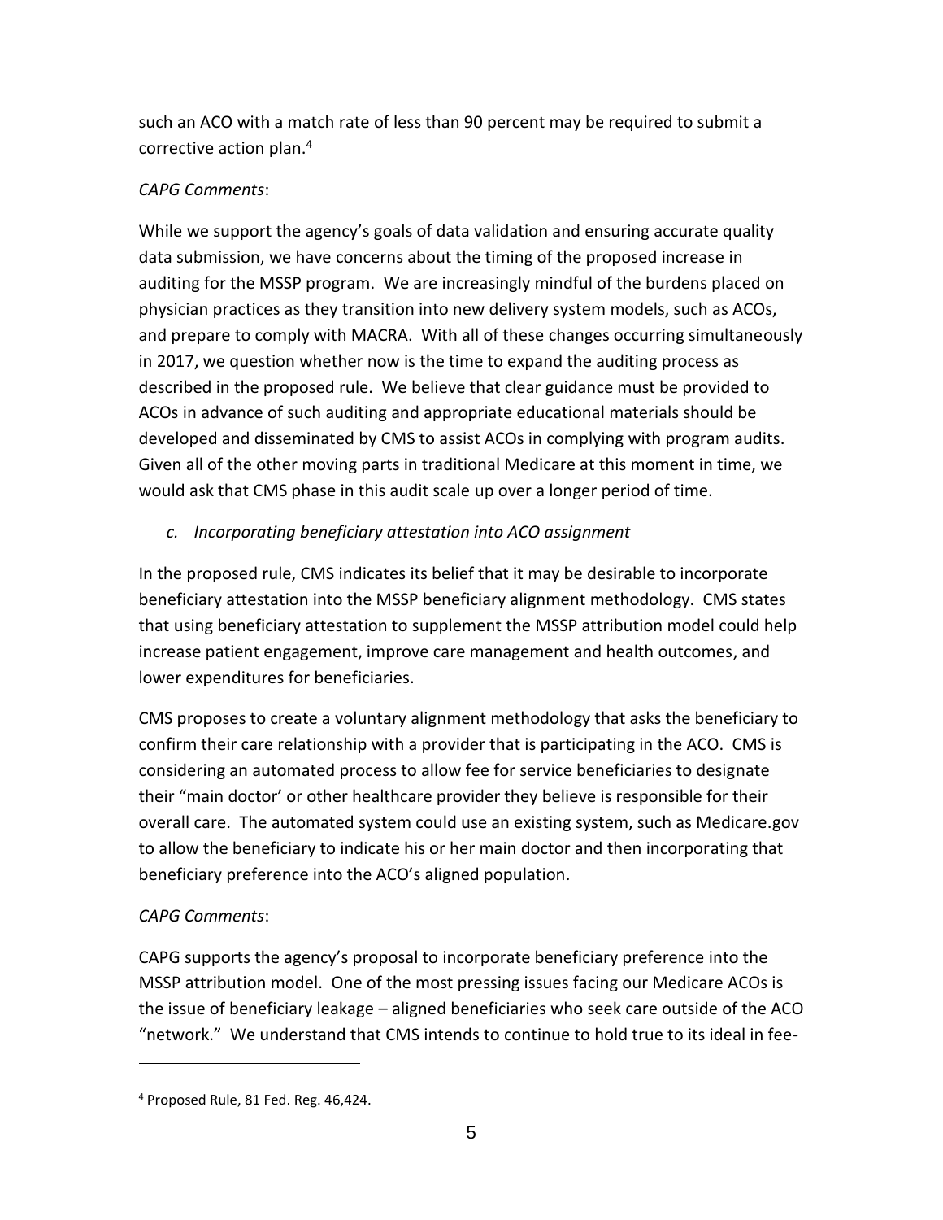such an ACO with a match rate of less than 90 percent may be required to submit a corrective action plan.[4]

*CAPG Comments*:

While we support the agency's goals of data validation and ensuring accurate quality data submission, we have concerns about the timing of the proposed increase in auditing for the MSSP program. We are increasingly mindful of the burdens placed on physician practices as they transition into new delivery system models, such as ACOs, and prepare to comply with MACRA. With all of these changes occurring simultaneously in 2017, we question whether now is the time to expand the auditing process as described in the proposed rule. We believe that clear guidance must be provided to ACOs in advance of such auditing and appropriate educational materials should be developed and disseminated by CMS to assist ACOs in complying with program audits. Given all of the other moving parts in traditional Medicare at this moment in time, we would ask that CMS phase in this audit scale up over a longer period of time.

*c. Incorporating beneficiary attestation into ACO assignment*

In the proposed rule, CMS indicates its belief that it may be desirable to incorporate beneficiary attestation into the MSSP beneficiary alignment methodology. CMS states that using beneficiary attestation to supplement the MSSP attribution model could help increase patient engagement, improve care management and health outcomes, and lower expenditures for beneficiaries.

CMS proposes to create a voluntary alignment methodology that asks the beneficiary to confirm their care relationship with a provider that is participating in the ACO. CMS is considering an automated process to allow fee for service beneficiaries to designate their "main doctor' or other healthcare provider they believe is responsible for their overall care. The automated system could use an existing system, such as Medicare.gov to allow the beneficiary to indicate his or her main doctor and then incorporating that beneficiary preference into the ACO's aligned population.

*CAPG Comments*:

CAPG supports the agency's proposal to incorporate beneficiary preference into the MSSP attribution model. One of the most pressing issues facing our Medicare ACOs is the issue of beneficiary leakage – aligned beneficiaries who seek care outside of the ACO "network." We understand that CMS intends to continue to hold true to its ideal in fee-

---

[4] Proposed Rule, 81 Fed. Reg. 46,424.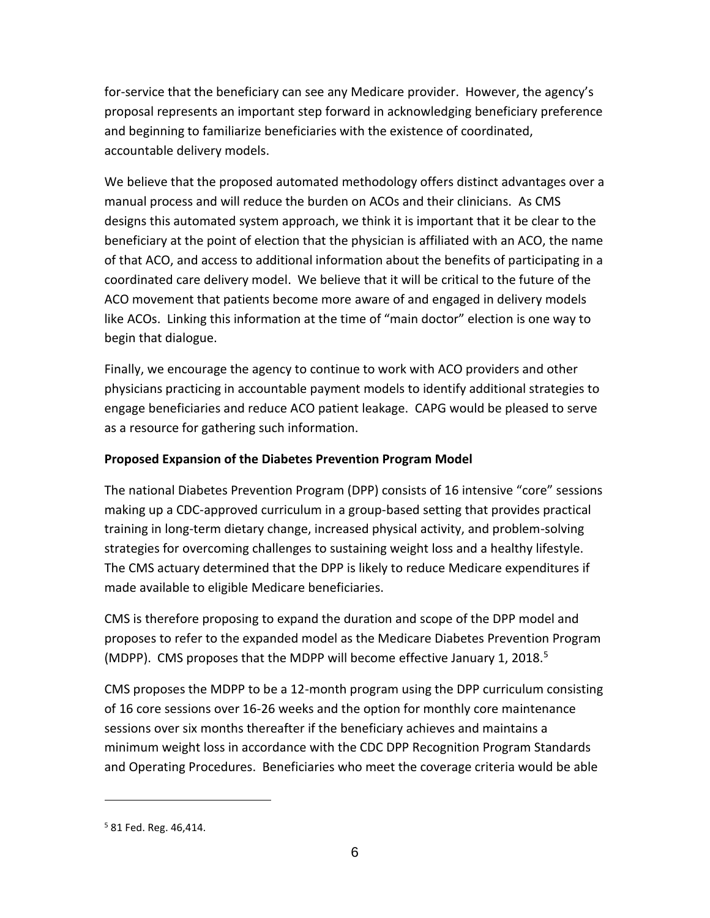for-service that the beneficiary can see any Medicare provider. However, the agency's proposal represents an important step forward in acknowledging beneficiary preference and beginning to familiarize beneficiaries with the existence of coordinated, accountable delivery models.

We believe that the proposed automated methodology offers distinct advantages over a manual process and will reduce the burden on ACOs and their clinicians. As CMS designs this automated system approach, we think it is important that it be clear to the beneficiary at the point of election that the physician is affiliated with an ACO, the name of that ACO, and access to additional information about the benefits of participating in a coordinated care delivery model. We believe that it will be critical to the future of the ACO movement that patients become more aware of and engaged in delivery models like ACOs. Linking this information at the time of "main doctor" election is one way to begin that dialogue.

Finally, we encourage the agency to continue to work with ACO providers and other physicians practicing in accountable payment models to identify additional strategies to engage beneficiaries and reduce ACO patient leakage. CAPG would be pleased to serve as a resource for gathering such information.

**Proposed Expansion of the Diabetes Prevention Program Model**

The national Diabetes Prevention Program (DPP) consists of 16 intensive "core" sessions making up a CDC-approved curriculum in a group-based setting that provides practical training in long-term dietary change, increased physical activity, and problem-solving strategies for overcoming challenges to sustaining weight loss and a healthy lifestyle. The CMS actuary determined that the DPP is likely to reduce Medicare expenditures if made available to eligible Medicare beneficiaries.

CMS is therefore proposing to expand the duration and scope of the DPP model and proposes to refer to the expanded model as the Medicare Diabetes Prevention Program (MDPP). CMS proposes that the MDPP will become effective January 1, 2018.[5]

CMS proposes the MDPP to be a 12-month program using the DPP curriculum consisting of 16 core sessions over 16-26 weeks and the option for monthly core maintenance sessions over six months thereafter if the beneficiary achieves and maintains a minimum weight loss in accordance with the CDC DPP Recognition Program Standards and Operating Procedures. Beneficiaries who meet the coverage criteria would be able

[5] 81 Fed. Reg. 46,414.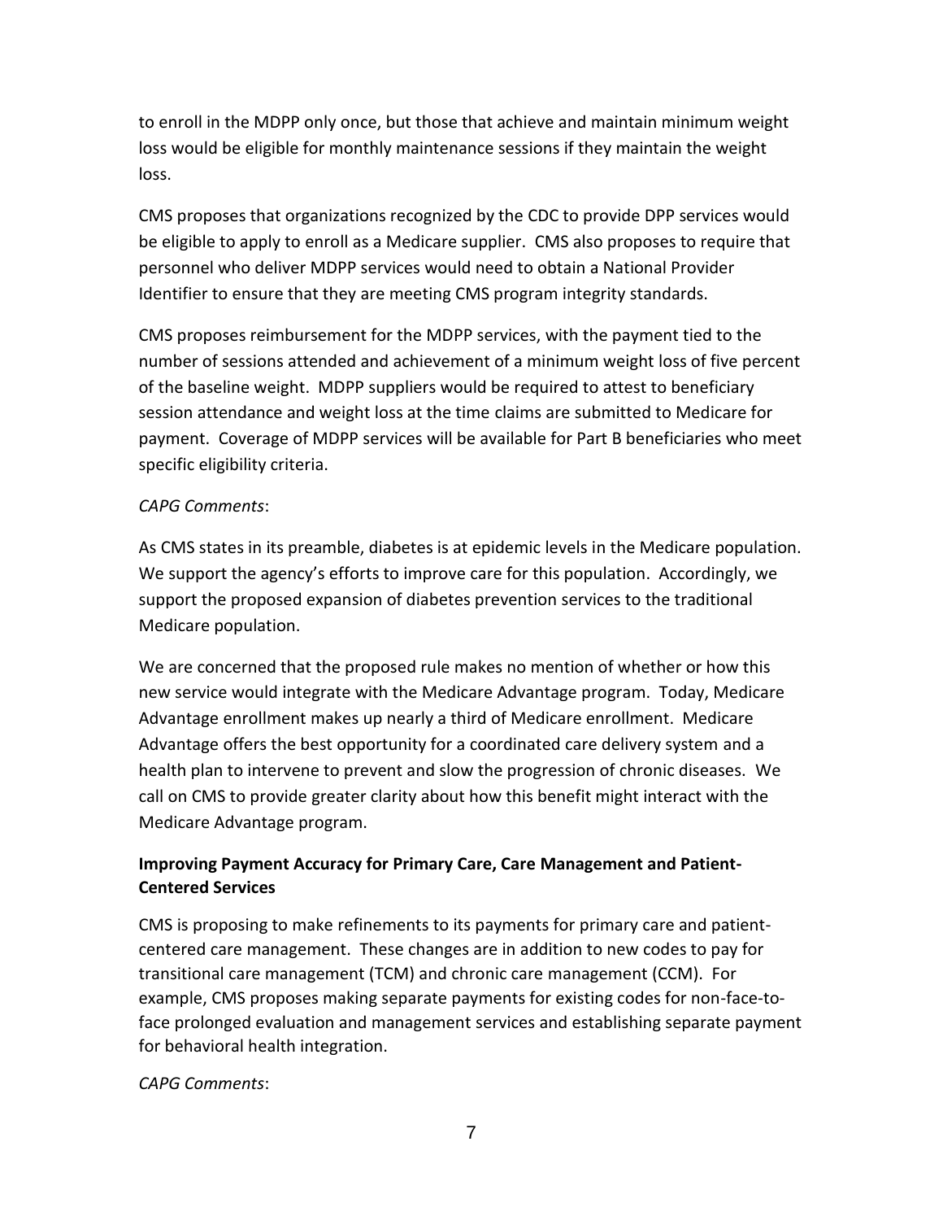to enroll in the MDPP only once, but those that achieve and maintain minimum weight loss would be eligible for monthly maintenance sessions if they maintain the weight loss.

CMS proposes that organizations recognized by the CDC to provide DPP services would be eligible to apply to enroll as a Medicare supplier. CMS also proposes to require that personnel who deliver MDPP services would need to obtain a National Provider Identifier to ensure that they are meeting CMS program integrity standards.

CMS proposes reimbursement for the MDPP services, with the payment tied to the number of sessions attended and achievement of a minimum weight loss of five percent of the baseline weight. MDPP suppliers would be required to attest to beneficiary session attendance and weight loss at the time claims are submitted to Medicare for payment. Coverage of MDPP services will be available for Part B beneficiaries who meet specific eligibility criteria.

*CAPG Comments*:

As CMS states in its preamble, diabetes is at epidemic levels in the Medicare population. We support the agency's efforts to improve care for this population. Accordingly, we support the proposed expansion of diabetes prevention services to the traditional Medicare population.

We are concerned that the proposed rule makes no mention of whether or how this new service would integrate with the Medicare Advantage program. Today, Medicare Advantage enrollment makes up nearly a third of Medicare enrollment. Medicare Advantage offers the best opportunity for a coordinated care delivery system and a health plan to intervene to prevent and slow the progression of chronic diseases. We call on CMS to provide greater clarity about how this benefit might interact with the Medicare Advantage program.

**Improving Payment Accuracy for Primary Care, Care Management and Patient-Centered Services**

CMS is proposing to make refinements to its payments for primary care and patient-centered care management. These changes are in addition to new codes to pay for transitional care management (TCM) and chronic care management (CCM). For example, CMS proposes making separate payments for existing codes for non-face-to-face prolonged evaluation and management services and establishing separate payment for behavioral health integration.

*CAPG Comments*: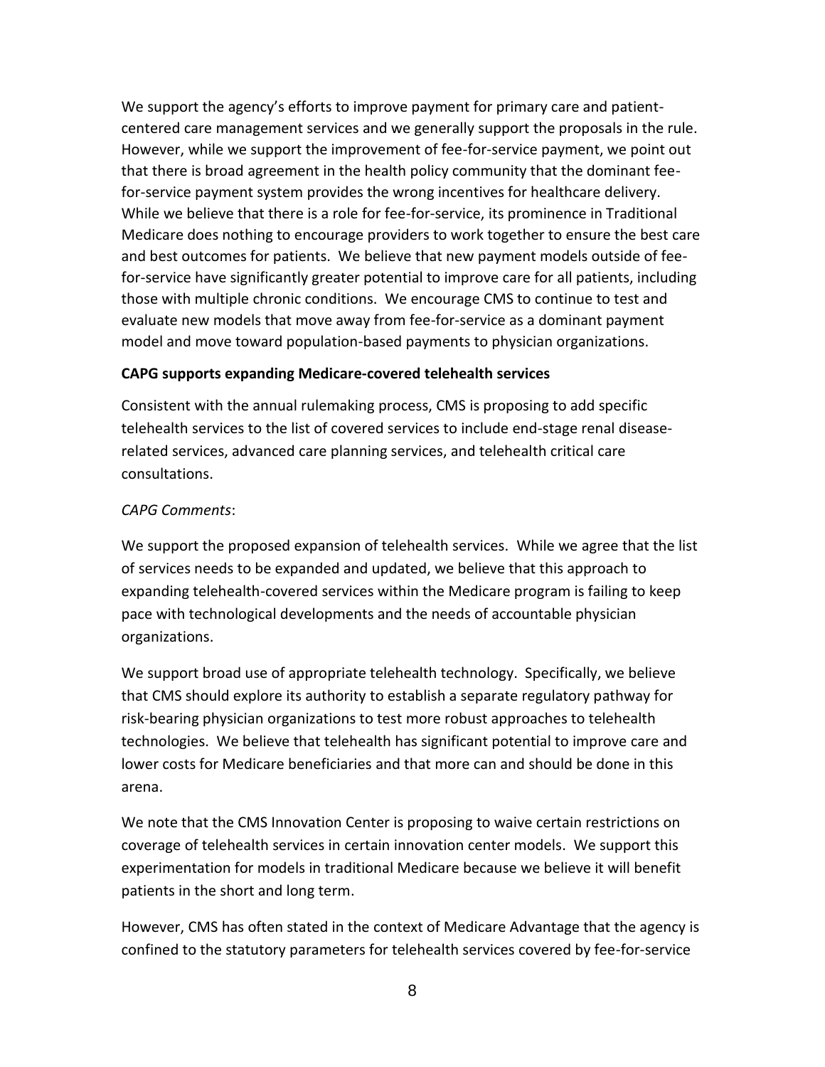We support the agency's efforts to improve payment for primary care and patient-centered care management services and we generally support the proposals in the rule. However, while we support the improvement of fee-for-service payment, we point out that there is broad agreement in the health policy community that the dominant fee-for-service payment system provides the wrong incentives for healthcare delivery. While we believe that there is a role for fee-for-service, its prominence in Traditional Medicare does nothing to encourage providers to work together to ensure the best care and best outcomes for patients. We believe that new payment models outside of fee-for-service have significantly greater potential to improve care for all patients, including those with multiple chronic conditions. We encourage CMS to continue to test and evaluate new models that move away from fee-for-service as a dominant payment model and move toward population-based payments to physician organizations.

**CAPG supports expanding Medicare-covered telehealth services**

Consistent with the annual rulemaking process, CMS is proposing to add specific telehealth services to the list of covered services to include end-stage renal disease-related services, advanced care planning services, and telehealth critical care consultations.

*CAPG Comments*:

We support the proposed expansion of telehealth services. While we agree that the list of services needs to be expanded and updated, we believe that this approach to expanding telehealth-covered services within the Medicare program is failing to keep pace with technological developments and the needs of accountable physician organizations.

We support broad use of appropriate telehealth technology. Specifically, we believe that CMS should explore its authority to establish a separate regulatory pathway for risk-bearing physician organizations to test more robust approaches to telehealth technologies. We believe that telehealth has significant potential to improve care and lower costs for Medicare beneficiaries and that more can and should be done in this arena.

We note that the CMS Innovation Center is proposing to waive certain restrictions on coverage of telehealth services in certain innovation center models. We support this experimentation for models in traditional Medicare because we believe it will benefit patients in the short and long term.

However, CMS has often stated in the context of Medicare Advantage that the agency is confined to the statutory parameters for telehealth services covered by fee-for-service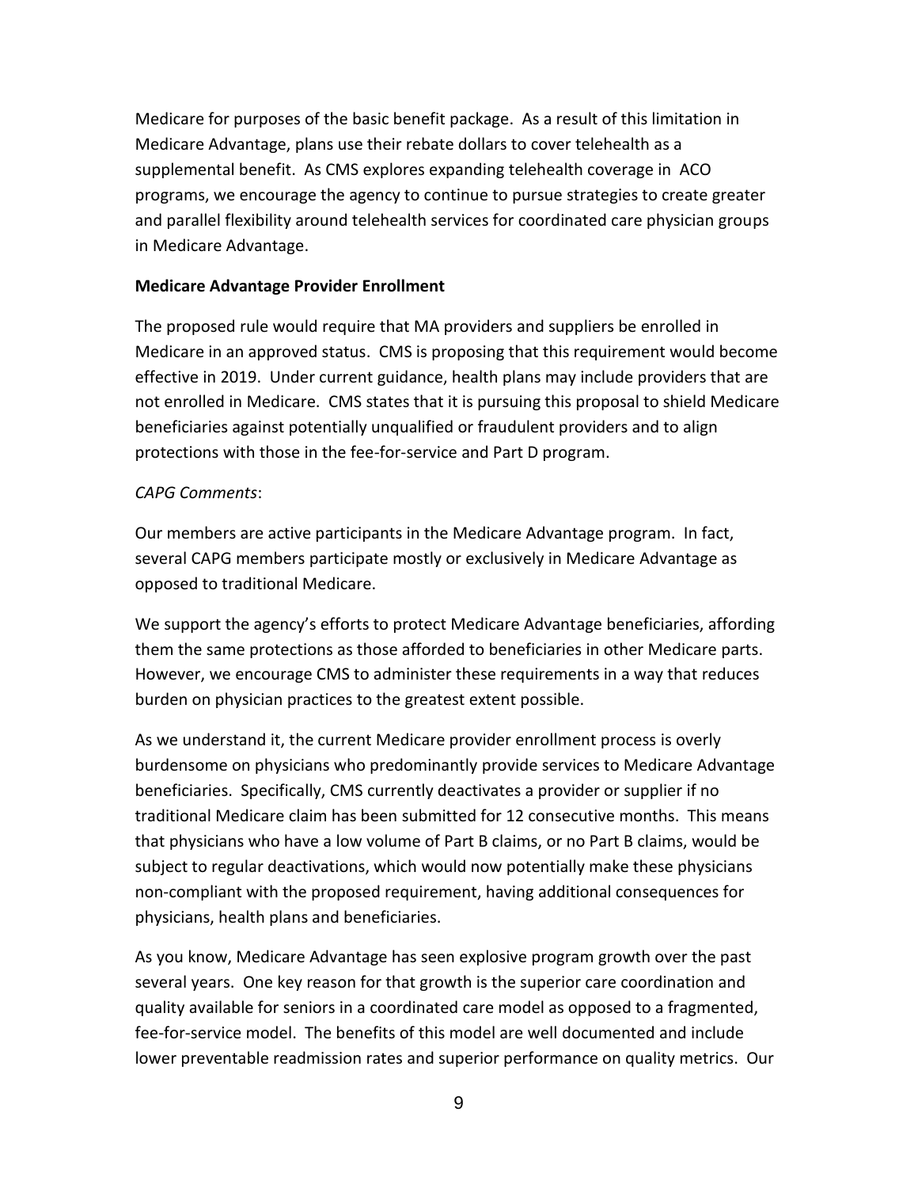Medicare for purposes of the basic benefit package. As a result of this limitation in Medicare Advantage, plans use their rebate dollars to cover telehealth as a supplemental benefit. As CMS explores expanding telehealth coverage in ACO programs, we encourage the agency to continue to pursue strategies to create greater and parallel flexibility around telehealth services for coordinated care physician groups in Medicare Advantage.

**Medicare Advantage Provider Enrollment**

The proposed rule would require that MA providers and suppliers be enrolled in Medicare in an approved status. CMS is proposing that this requirement would become effective in 2019. Under current guidance, health plans may include providers that are not enrolled in Medicare. CMS states that it is pursuing this proposal to shield Medicare beneficiaries against potentially unqualified or fraudulent providers and to align protections with those in the fee-for-service and Part D program.

*CAPG Comments*:

Our members are active participants in the Medicare Advantage program. In fact, several CAPG members participate mostly or exclusively in Medicare Advantage as opposed to traditional Medicare.

We support the agency's efforts to protect Medicare Advantage beneficiaries, affording them the same protections as those afforded to beneficiaries in other Medicare parts. However, we encourage CMS to administer these requirements in a way that reduces burden on physician practices to the greatest extent possible.

As we understand it, the current Medicare provider enrollment process is overly burdensome on physicians who predominantly provide services to Medicare Advantage beneficiaries. Specifically, CMS currently deactivates a provider or supplier if no traditional Medicare claim has been submitted for 12 consecutive months. This means that physicians who have a low volume of Part B claims, or no Part B claims, would be subject to regular deactivations, which would now potentially make these physicians non-compliant with the proposed requirement, having additional consequences for physicians, health plans and beneficiaries.

As you know, Medicare Advantage has seen explosive program growth over the past several years. One key reason for that growth is the superior care coordination and quality available for seniors in a coordinated care model as opposed to a fragmented, fee-for-service model. The benefits of this model are well documented and include lower preventable readmission rates and superior performance on quality metrics. Our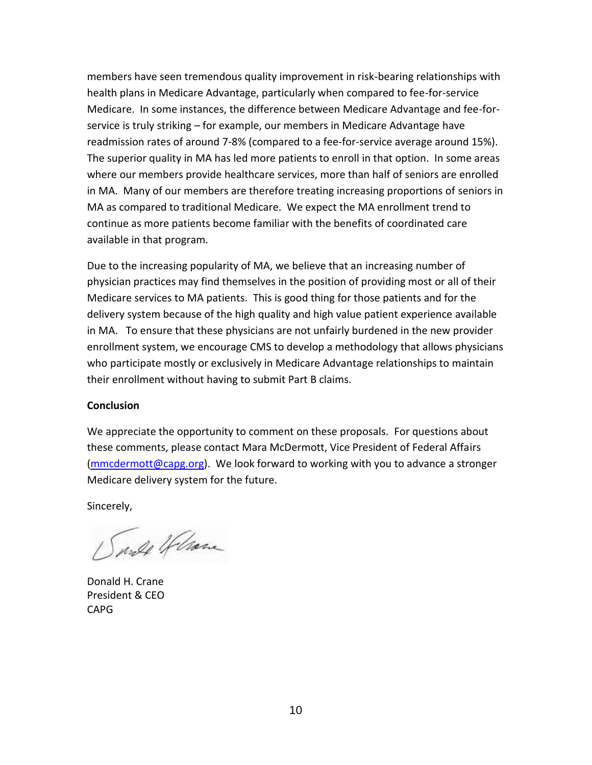members have seen tremendous quality improvement in risk-bearing relationships with health plans in Medicare Advantage, particularly when compared to fee-for-service Medicare. In some instances, the difference between Medicare Advantage and fee-for-service is truly striking – for example, our members in Medicare Advantage have readmission rates of around 7-8% (compared to a fee-for-service average around 15%). The superior quality in MA has led more patients to enroll in that option. In some areas where our members provide healthcare services, more than half of seniors are enrolled in MA. Many of our members are therefore treating increasing proportions of seniors in MA as compared to traditional Medicare. We expect the MA enrollment trend to continue as more patients become familiar with the benefits of coordinated care available in that program.

Due to the increasing popularity of MA, we believe that an increasing number of physician practices may find themselves in the position of providing most or all of their Medicare services to MA patients. This is good thing for those patients and for the delivery system because of the high quality and high value patient experience available in MA. To ensure that these physicians are not unfairly burdened in the new provider enrollment system, we encourage CMS to develop a methodology that allows physicians who participate mostly or exclusively in Medicare Advantage relationships to maintain their enrollment without having to submit Part B claims.

**Conclusion**

We appreciate the opportunity to comment on these proposals. For questions about these comments, please contact Mara McDermott, Vice President of Federal Affairs (mmcdermott@capg.org). We look forward to working with you to advance a stronger Medicare delivery system for the future.

Sincerely,

Donald H. Crane
President & CEO
CAPG